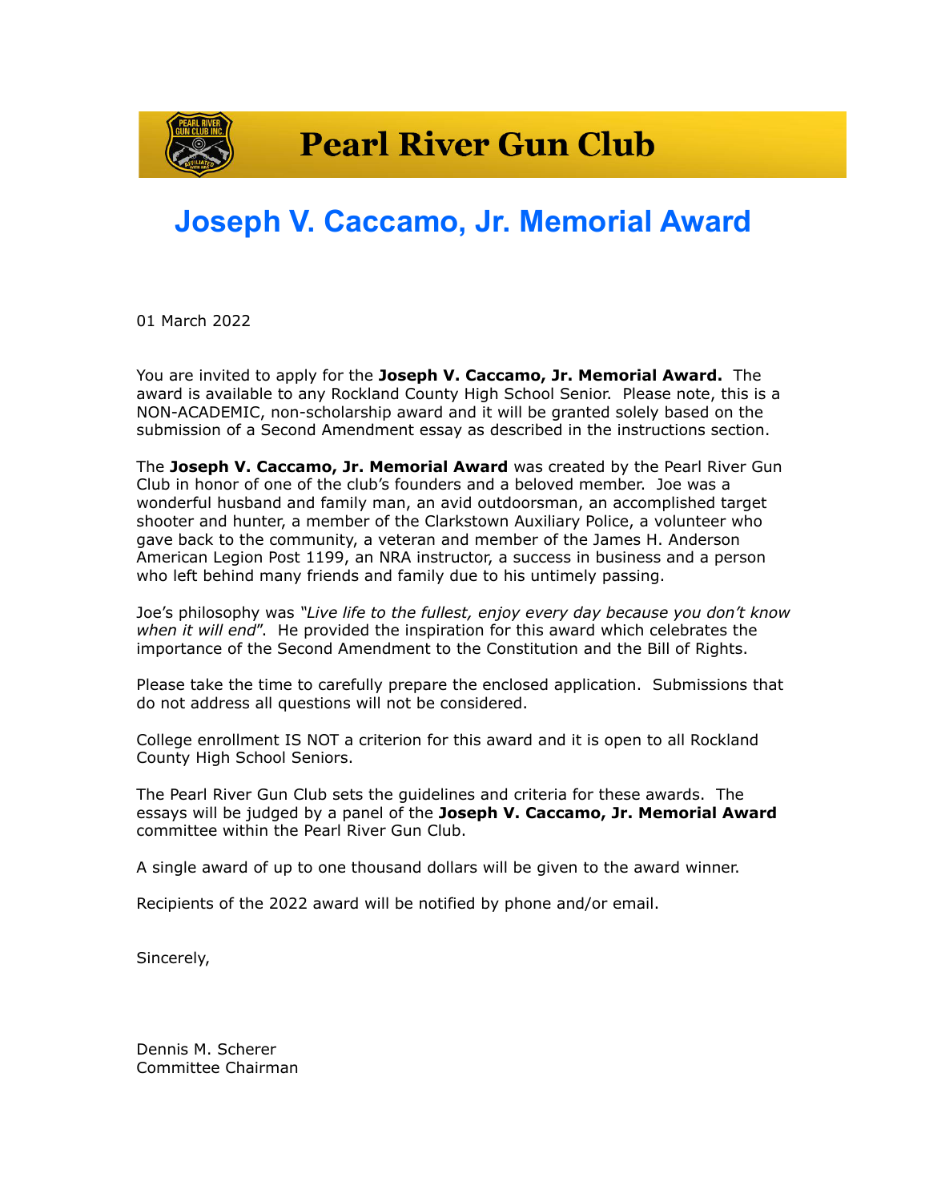# Pearl River Gun Club

## Joseph V. Caccamo, Jr. Memorial Award

01 March 2022

You are invited to apply for the **Joseph V. Caccamo, Jr. Memorial Award.** The award is available to any Rockland County High School Senior. Please note, this is a NON-ACADEMIC, non-scholarship award and it will be granted solely based on the submission of a Second Amendment essay as described in the instructions section.

The **Joseph V. Caccamo, Jr. Memorial Award** was created by the Pearl River Gun Club in honor of one of the club's founders and a beloved member. Joe was a wonderful husband and family man, an avid outdoorsman, an accomplished target shooter and hunter, a member of the Clarkstown Auxiliary Police, a volunteer who gave back to the community, a veteran and member of the James H. Anderson American Legion Post 1199, an NRA instructor, a success in business and a person who left behind many friends and family due to his untimely passing.

Joe's philosophy was *"Live life to the fullest, enjoy every day because you don't know when it will end"*. He provided the inspiration for this award which celebrates the importance of the Second Amendment to the Constitution and the Bill of Rights.

Please take the time to carefully prepare the enclosed application. Submissions that do not address all questions will not be considered.

College enrollment IS NOT a criterion for this award and it is open to all Rockland County High School Seniors.

The Pearl River Gun Club sets the guidelines and criteria for these awards. The essays will be judged by a panel of the **Joseph V. Caccamo, Jr. Memorial Award** committee within the Pearl River Gun Club.

A single award of up to one thousand dollars will be given to the award winner.

Recipients of the 2022 award will be notified by phone and/or email.

Sincerely,

Dennis M. Scherer
Committee Chairman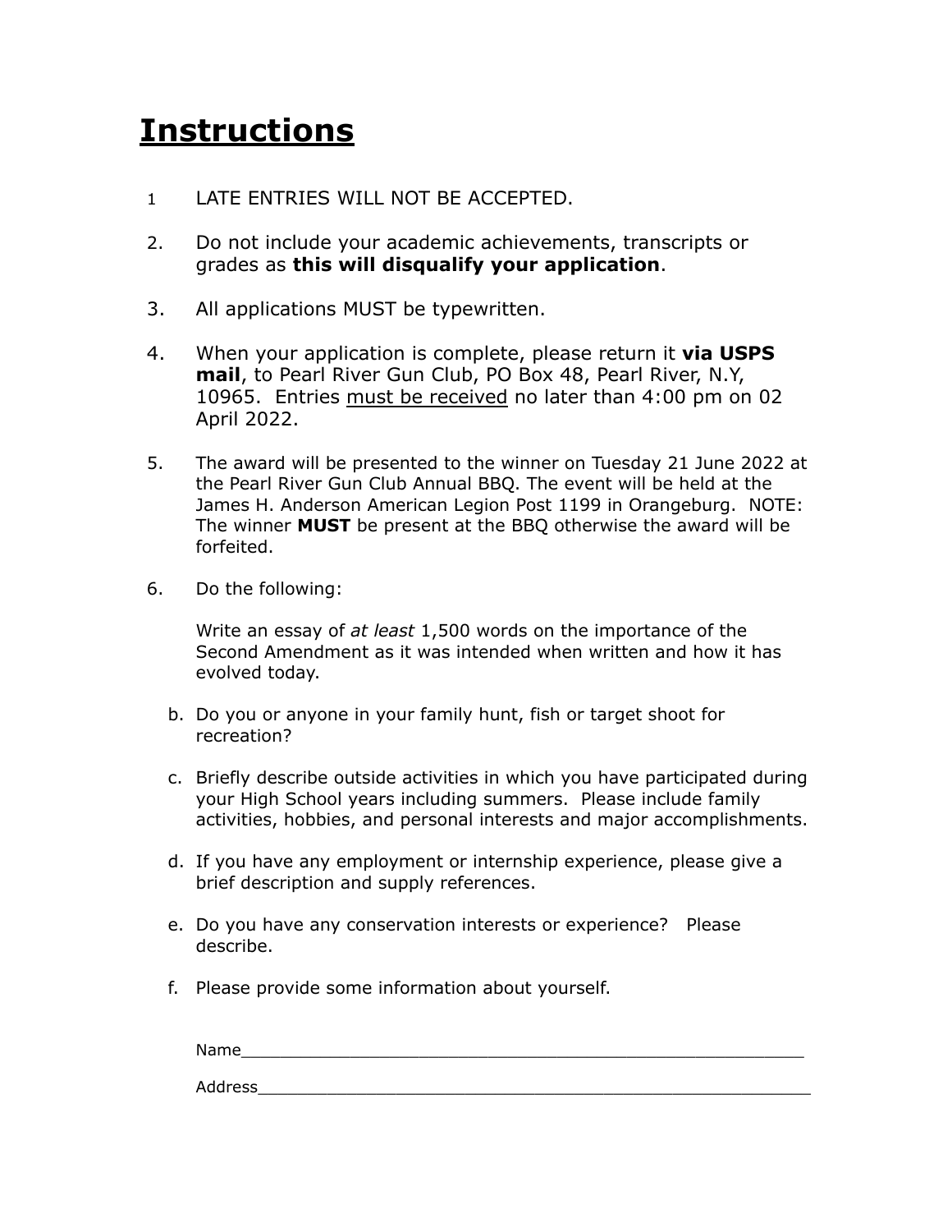# Instructions

1. LATE ENTRIES WILL NOT BE ACCEPTED.

2. Do not include your academic achievements, transcripts or grades as **this will disqualify your application**.

3. All applications MUST be typewritten.

4. When your application is complete, please return it **via USPS mail**, to Pearl River Gun Club, PO Box 48, Pearl River, N.Y, 10965. Entries <u>must be received</u> no later than 4:00 pm on 02 April 2022.

5. The award will be presented to the winner on Tuesday 21 June 2022 at the Pearl River Gun Club Annual BBQ. The event will be held at the James H. Anderson American Legion Post 1199 in Orangeburg. NOTE: The winner **MUST** be present at the BBQ otherwise the award will be forfeited.

6. Do the following:

   Write an essay of *at least* 1,500 words on the importance of the Second Amendment as it was intended when written and how it has evolved today.

   b. Do you or anyone in your family hunt, fish or target shoot for recreation?

   c. Briefly describe outside activities in which you have participated during your High School years including summers. Please include family activities, hobbies, and personal interests and major accomplishments.

   d. If you have any employment or internship experience, please give a brief description and supply references.

   e. Do you have any conservation interests or experience? Please describe.

   f. Please provide some information about yourself.

   Name____________________________________________________________

   Address__________________________________________________________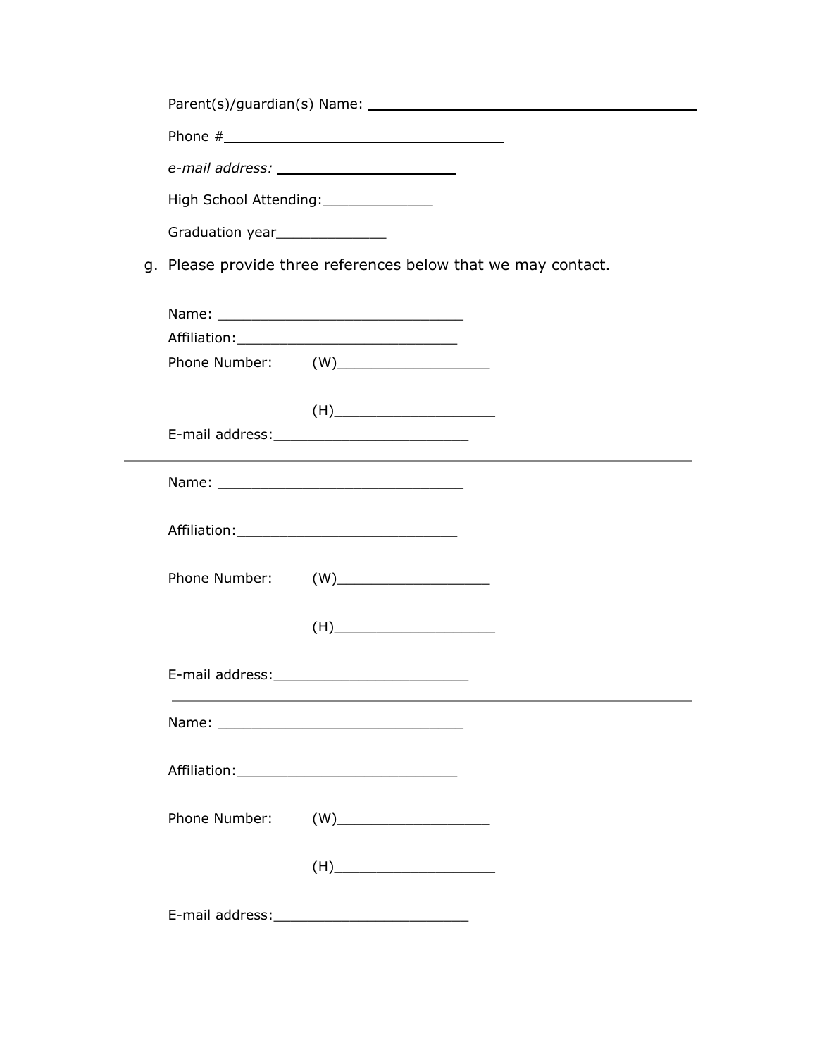Parent(s)/guardian(s) Name: ______________________________________

Phone #______________________________

*e-mail address:* ____________________

High School Attending:_____________

Graduation year_____________

g. Please provide three references below that we may contact.

Name: ____________________________

Affiliation:_________________________

Phone Number: (W)__________________

(H)___________________

E-mail address:______________________

---

Name: ____________________________

Affiliation:_________________________

Phone Number: (W)__________________

(H)___________________

E-mail address:______________________

---

Name: ____________________________

Affiliation:_________________________

Phone Number: (W)__________________

(H)___________________

E-mail address:______________________